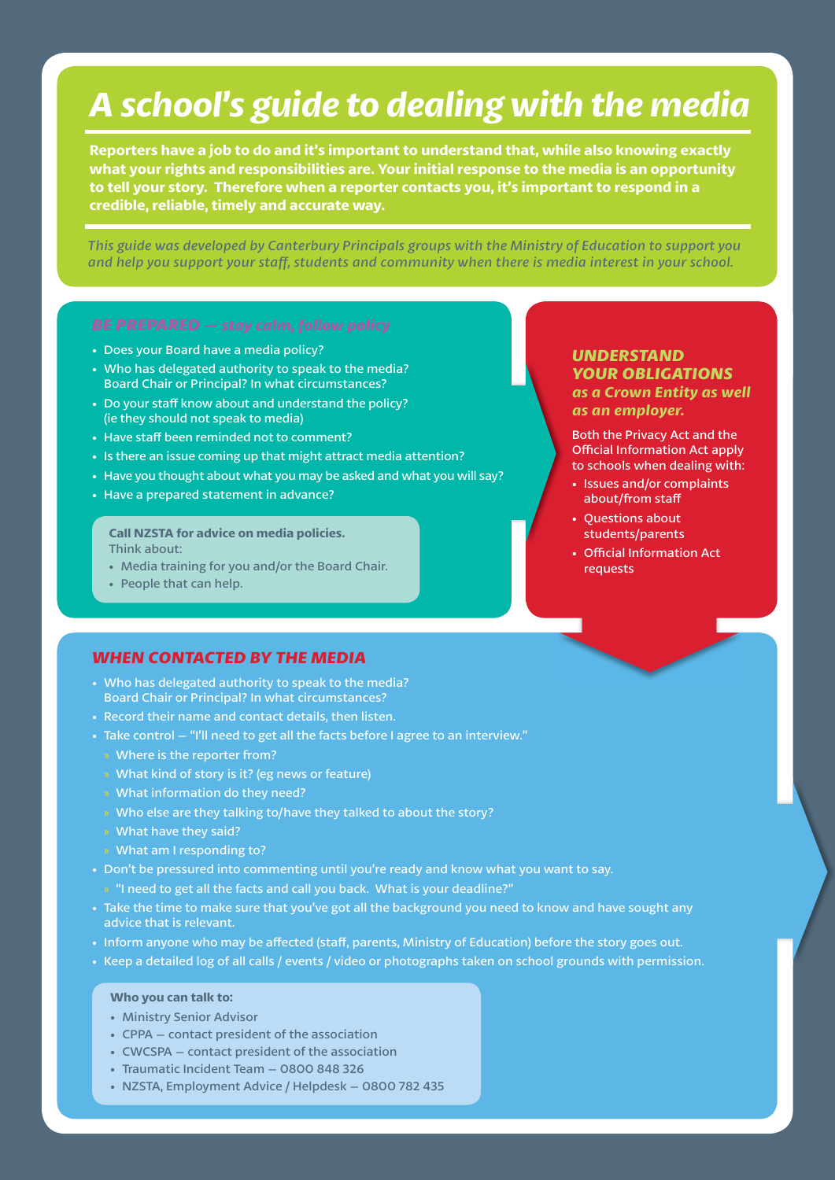# A school's guide to dealing with the media

**Reporters have a job to do and it's important to understand that, while also knowing exactly what your rights and responsibilities are. Your initial response to the media is an opportunity to tell your story. Therefore when a reporter contacts you, it's important to respond in a credible, reliable, timely and accurate way.**

*This guide was developed by Canterbury Principals groups with the Ministry of Education to support you and help you support your staff, students and community when there is media interest in your school.*

## *BE PREPARED – stay calm, follow policy*

- Does your Board have a media policy?
- Who has delegated authority to speak to the media? Board Chair or Principal? In what circumstances?
- Do your staff know about and understand the policy? (ie they should not speak to media)
- Have staff been reminded not to comment?
- Is there an issue coming up that might attract media attention?
- Have you thought about what you may be asked and what you will say?
- Have a prepared statement in advance?

**Call NZSTA for advice on media policies.**
Think about:

- Media training for you and/or the Board Chair.
- People that can help.

## *UNDERSTAND YOUR OBLIGATIONS as a Crown Entity as well as an employer.*

Both the Privacy Act and the Official Information Act apply to schools when dealing with:

- Issues and/or complaints about/from staff
- Questions about students/parents
- Official Information Act requests

## *WHEN CONTACTED BY THE MEDIA*

- Who has delegated authority to speak to the media? Board Chair or Principal? In what circumstances?
- Record their name and contact details, then listen.
- Take control – "I'll need to get all the facts before I agree to an interview."
  - Where is the reporter from?
  - What kind of story is it? (eg news or feature)
  - What information do they need?
  - Who else are they talking to/have they talked to about the story?
  - What have they said?
  - What am I responding to?
- Don't be pressured into commenting until you're ready and know what you want to say.
  - "I need to get all the facts and call you back. What is your deadline?"
- Take the time to make sure that you've got all the background you need to know and have sought any advice that is relevant.
- Inform anyone who may be affected (staff, parents, Ministry of Education) before the story goes out.
- Keep a detailed log of all calls / events / video or photographs taken on school grounds with permission.

**Who you can talk to:**

- Ministry Senior Advisor
- CPPA – contact president of the association
- CWCSPA – contact president of the association
- Traumatic Incident Team – 0800 848 326
- NZSTA, Employment Advice / Helpdesk – 0800 782 435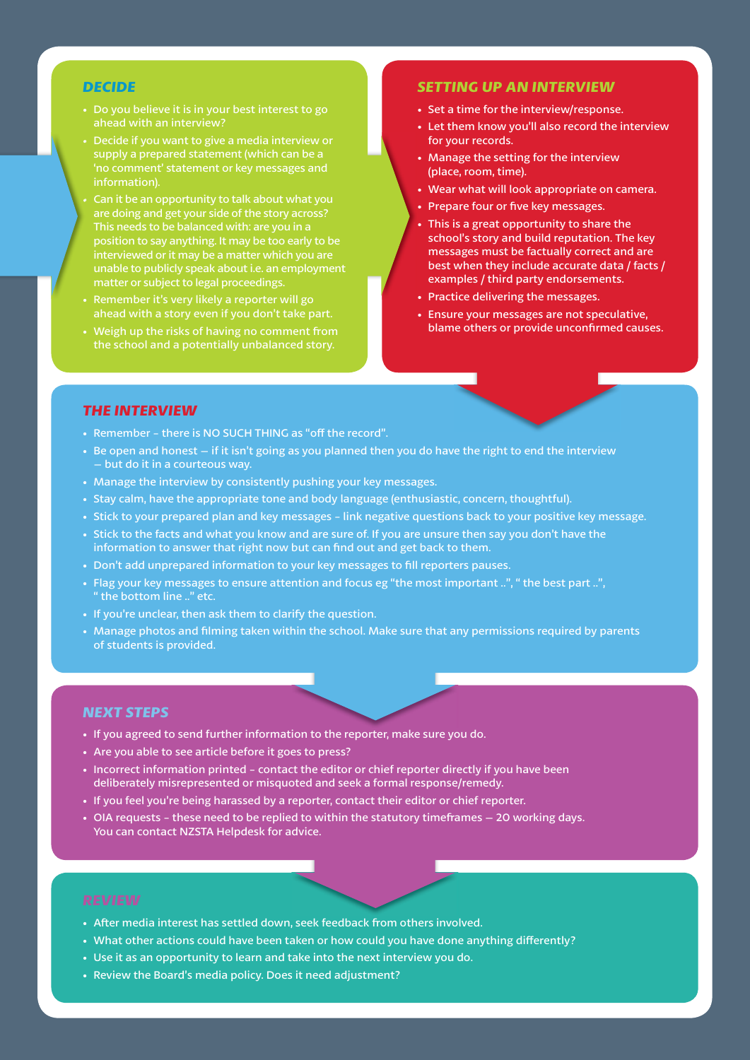## DECIDE

- Do you believe it is in your best interest to go ahead with an interview?
- Decide if you want to give a media interview or supply a prepared statement (which can be a 'no comment' statement or key messages and information).
- Can it be an opportunity to talk about what you are doing and get your side of the story across? This needs to be balanced with: are you in a position to say anything. It may be too early to be interviewed or it may be a matter which you are unable to publicly speak about i.e. an employment matter or subject to legal proceedings.
- Remember it's very likely a reporter will go ahead with a story even if you don't take part.
- Weigh up the risks of having no comment from the school and a potentially unbalanced story.

## SETTING UP AN INTERVIEW

- Set a time for the interview/response.
- Let them know you'll also record the interview for your records.
- Manage the setting for the interview (place, room, time).
- Wear what will look appropriate on camera.
- Prepare four or five key messages.
- This is a great opportunity to share the school's story and build reputation. The key messages must be factually correct and are best when they include accurate data / facts / examples / third party endorsements.
- Practice delivering the messages.
- Ensure your messages are not speculative, blame others or provide unconfirmed causes.

## THE INTERVIEW

- Remember - there is NO SUCH THING as "off the record".
- Be open and honest – if it isn't going as you planned then you do have the right to end the interview – but do it in a courteous way.
- Manage the interview by consistently pushing your key messages.
- Stay calm, have the appropriate tone and body language (enthusiastic, concern, thoughtful).
- Stick to your prepared plan and key messages - link negative questions back to your positive key message.
- Stick to the facts and what you know and are sure of. If you are unsure then say you don't have the information to answer that right now but can find out and get back to them.
- Don't add unprepared information to your key messages to fill reporters pauses.
- Flag your key messages to ensure attention and focus eg "the most important ..", " the best part ..", " the bottom line .." etc.
- If you're unclear, then ask them to clarify the question.
- Manage photos and filming taken within the school. Make sure that any permissions required by parents of students is provided.

## NEXT STEPS

- If you agreed to send further information to the reporter, make sure you do.
- Are you able to see article before it goes to press?
- Incorrect information printed - contact the editor or chief reporter directly if you have been deliberately misrepresented or misquoted and seek a formal response/remedy.
- If you feel you're being harassed by a reporter, contact their editor or chief reporter.
- OIA requests - these need to be replied to within the statutory timeframes – 20 working days. You can contact NZSTA Helpdesk for advice.

## REVIEW

- After media interest has settled down, seek feedback from others involved.
- What other actions could have been taken or how could you have done anything differently?
- Use it as an opportunity to learn and take into the next interview you do.
- Review the Board's media policy. Does it need adjustment?